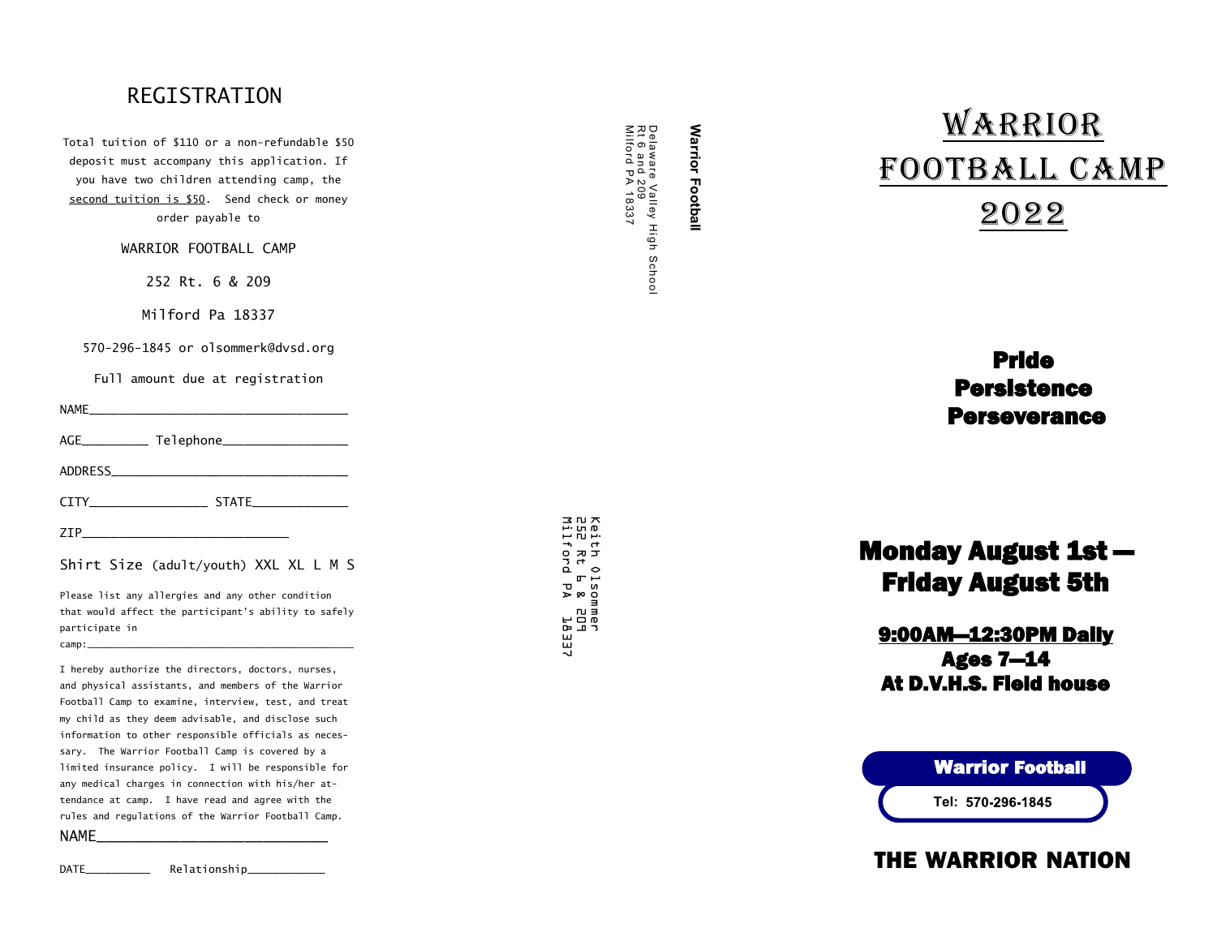# REGISTRATION

Total tuition of $110 or a non-refundable $50 deposit must accompany this application. If you have two children attending camp, the second tuition is $50. Send check or money order payable to

WARRIOR FOOTBALL CAMP

252 Rt. 6 & 209

Milford Pa 18337

570-296-1845 or olsommerk@dvsd.org

Full amount due at registration

NAME___________________________________

AGE_________ Telephone_________________

ADDRESS________________________________

CITY________________ STATE_____________

ZIP____________________________

Shirt Size (adult/youth) XXL XL L M S

Please list any allergies and any other condition that would affect the participant's ability to safely participate in camp:_____________________________________________

I hereby authorize the directors, doctors, nurses, and physical assistants, and members of the Warrior Football Camp to examine, interview, test, and treat my child as they deem advisable, and disclose such information to other responsible officials as necessary. The Warrior Football Camp is covered by a limited insurance policy. I will be responsible for any medical charges in connection with his/her attendance at camp. I have read and agree with the rules and regulations of the Warrior Football Camp.

NAME______________________________

DATE__________ Relationship____________

**Warrior Football**
Delaware Valley High School
Rt 6 and 209
Milford PA 18337

Keith Olsommer
252 Rt 6 & 209
Milford PA 18337

# WARRIOR FOOTBALL CAMP 2022

**Pride**
**Persistence**
**Perseverance**

## Monday August 1st — Friday August 5th

**9:00AM—12:30PM Daily**
**Ages 7—14**
**At D.V.H.S. Field house**

**Warrior Football**
**Tel: 570-296-1845**

**THE WARRIOR NATION**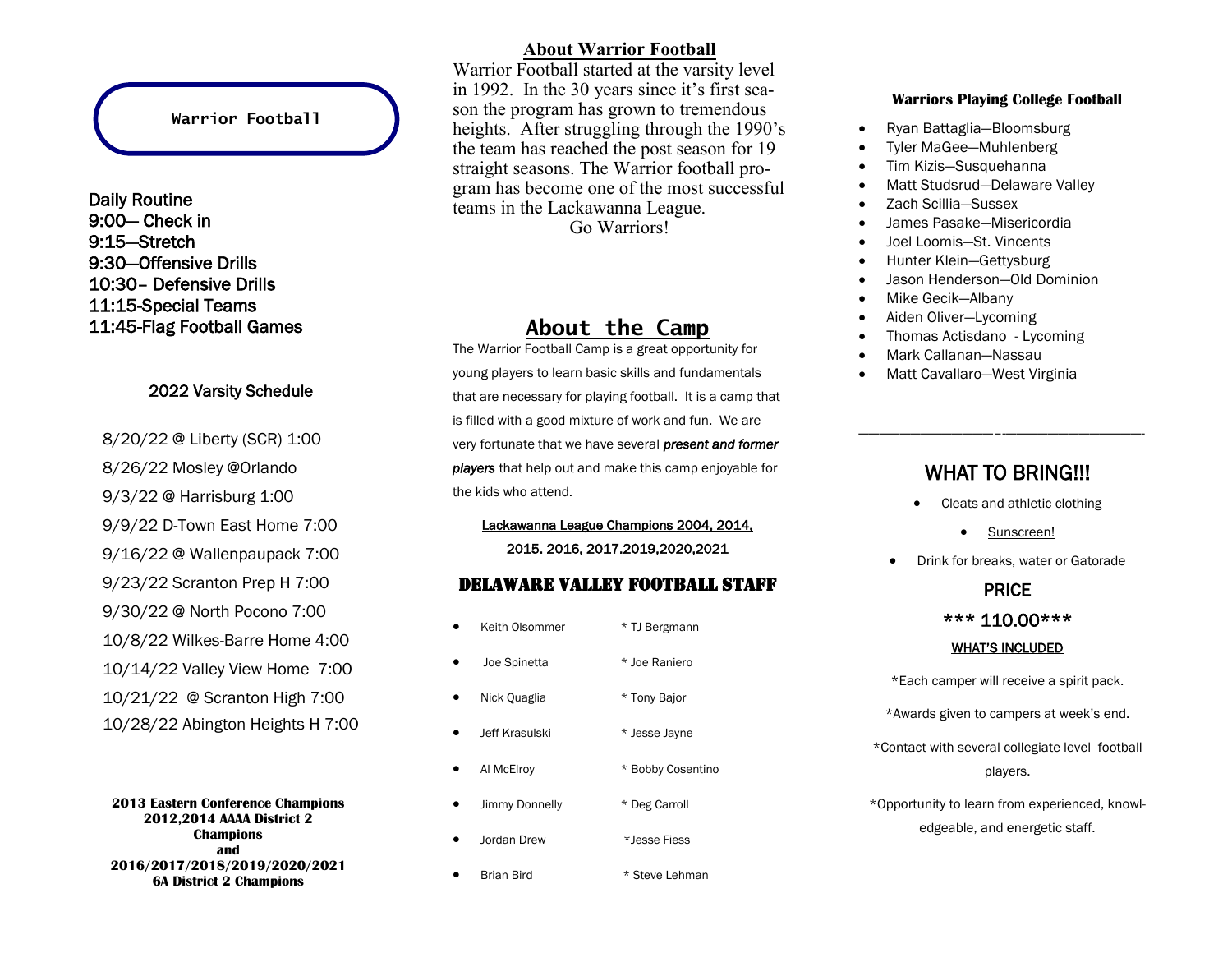## Warrior Football

Daily Routine
9:00— Check in
9:15—Stretch
9:30—Offensive Drills
10:30– Defensive Drills
11:15-Special Teams
11:45-Flag Football Games

### 2022 Varsity Schedule

8/20/22 @ Liberty (SCR) 1:00
8/26/22 Mosley @Orlando
9/3/22 @ Harrisburg 1:00
9/9/22 D-Town East Home 7:00
9/16/22 @ Wallenpaupack 7:00
9/23/22 Scranton Prep H 7:00
9/30/22 @ North Pocono 7:00
10/8/22 Wilkes-Barre Home 4:00
10/14/22 Valley View Home 7:00
10/21/22 @ Scranton High 7:00
10/28/22 Abington Heights H 7:00

**2013 Eastern Conference Champions**
**2012,2014 AAAA District 2 Champions**
**and**
**2016/2017/2018/2019/2020/2021 6A District 2 Champions**

## About Warrior Football

Warrior Football started at the varsity level in 1992. In the 30 years since it's first season the program has grown to tremendous heights. After struggling through the 1990's the team has reached the post season for 19 straight seasons. The Warrior football program has become one of the most successful teams in the Lackawanna League.
Go Warriors!

## About the Camp

The Warrior Football Camp is a great opportunity for young players to learn basic skills and fundamentals that are necessary for playing football. It is a camp that is filled with a good mixture of work and fun. We are very fortunate that we have several ***present and former players*** that help out and make this camp enjoyable for the kids who attend.

Lackawanna League Champions 2004, 2014, 2015. 2016, 2017.2019,2020,2021

## DELAWARE VALLEY FOOTBALL STAFF

- Keith Olsommer
- Joe Spinetta
- Nick Quaglia
- Jeff Krasulski
- Al McElroy
- Jimmy Donnelly
- Jordan Drew
- Brian Bird

* TJ Bergmann
* Joe Raniero
* Tony Bajor
* Jesse Jayne
* Bobby Cosentino
* Deg Carroll
* Jesse Fiess
* Steve Lehman

### Warriors Playing College Football

- Ryan Battaglia—Bloomsburg
- Tyler MaGee—Muhlenberg
- Tim Kizis—Susquehanna
- Matt Studsrud—Delaware Valley
- Zach Scillia—Sussex
- James Pasake—Misericordia
- Joel Loomis—St. Vincents
- Hunter Klein—Gettysburg
- Jason Henderson—Old Dominion
- Mike Gecik—Albany
- Aiden Oliver—Lycoming
- Thomas Actisdano - Lycoming
- Mark Callanan—Nassau
- Matt Cavallaro—West Virginia

## WHAT TO BRING!!!

- Cleats and athletic clothing
- Sunscreen!
- Drink for breaks, water or Gatorade

### PRICE

*** 110.00***

**WHAT'S INCLUDED**

*Each camper will receive a spirit pack.

*Awards given to campers at week's end.

*Contact with several collegiate level football players.

*Opportunity to learn from experienced, knowledgeable, and energetic staff.